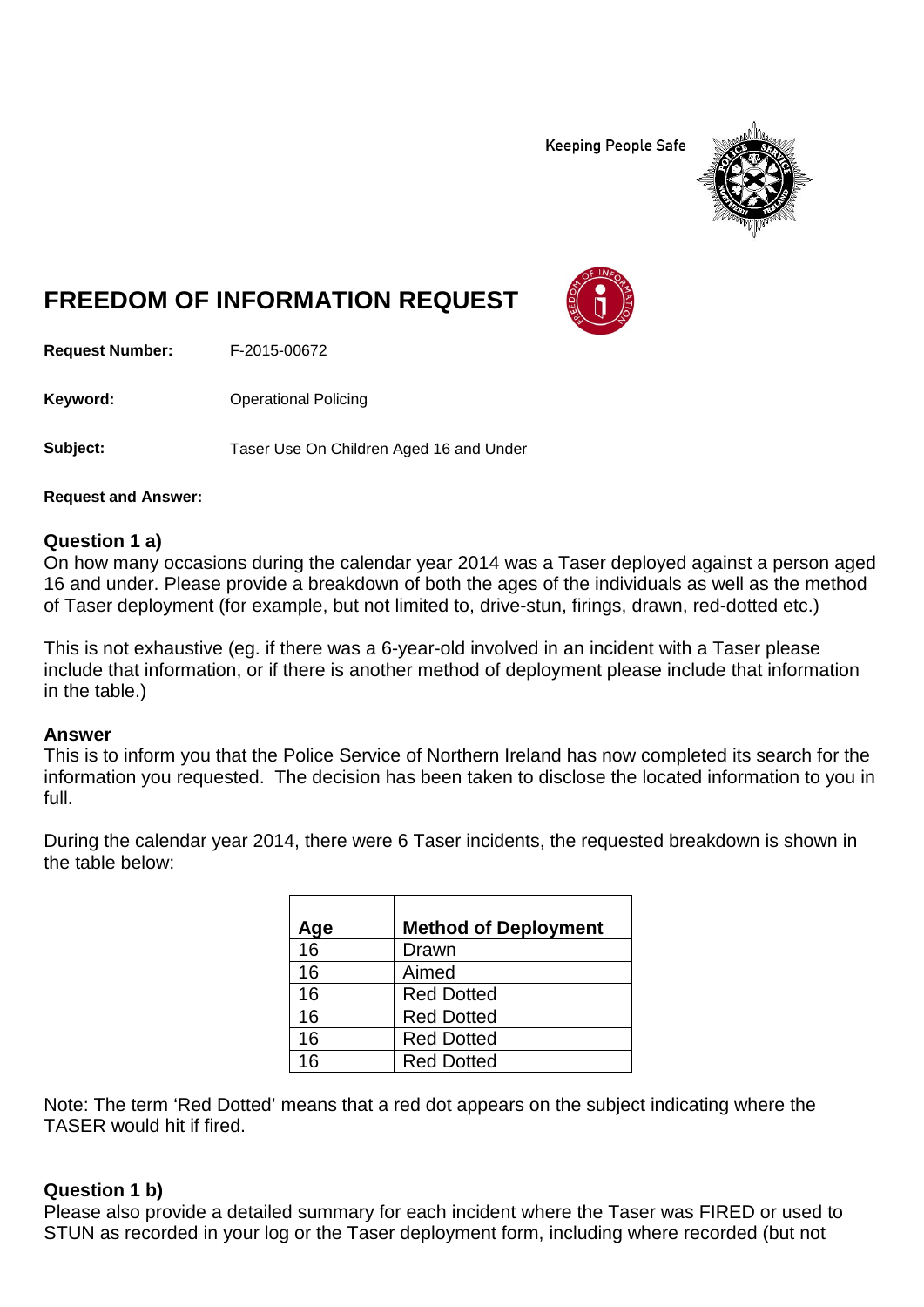Keeping People Safe

# FREEDOM OF INFORMATION REQUEST

**Request Number:** F-2015-00672

**Keyword:** Operational Policing

**Subject:** Taser Use On Children Aged 16 and Under

**Request and Answer:**

### Question 1 a)

On how many occasions during the calendar year 2014 was a Taser deployed against a person aged 16 and under. Please provide a breakdown of both the ages of the individuals as well as the method of Taser deployment (for example, but not limited to, drive-stun, firings, drawn, red-dotted etc.)

This is not exhaustive (eg. if there was a 6-year-old involved in an incident with a Taser please include that information, or if there is another method of deployment please include that information in the table.)

### Answer

This is to inform you that the Police Service of Northern Ireland has now completed its search for the information you requested. The decision has been taken to disclose the located information to you in full.

During the calendar year 2014, there were 6 Taser incidents, the requested breakdown is shown in the table below:

| Age | Method of Deployment |
|---|---|
| 16 | Drawn |
| 16 | Aimed |
| 16 | Red Dotted |
| 16 | Red Dotted |
| 16 | Red Dotted |
| 16 | Red Dotted |

Note: The term 'Red Dotted' means that a red dot appears on the subject indicating where the TASER would hit if fired.

### Question 1 b)

Please also provide a detailed summary for each incident where the Taser was FIRED or used to STUN as recorded in your log or the Taser deployment form, including where recorded (but not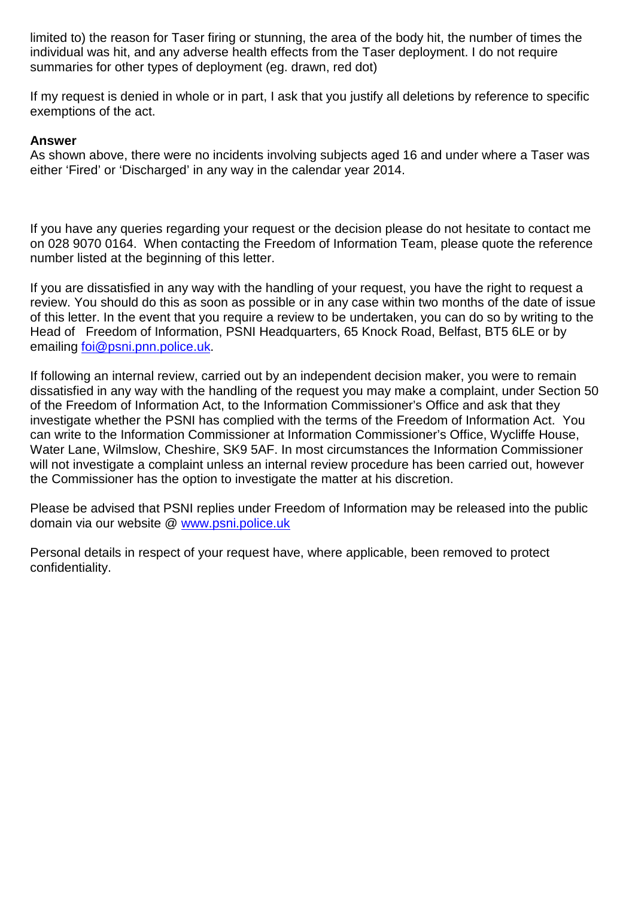limited to) the reason for Taser firing or stunning, the area of the body hit, the number of times the individual was hit, and any adverse health effects from the Taser deployment. I do not require summaries for other types of deployment (eg. drawn, red dot)

If my request is denied in whole or in part, I ask that you justify all deletions by reference to specific exemptions of the act.

**Answer**
As shown above, there were no incidents involving subjects aged 16 and under where a Taser was either 'Fired' or 'Discharged' in any way in the calendar year 2014.

If you have any queries regarding your request or the decision please do not hesitate to contact me on 028 9070 0164. When contacting the Freedom of Information Team, please quote the reference number listed at the beginning of this letter.

If you are dissatisfied in any way with the handling of your request, you have the right to request a review. You should do this as soon as possible or in any case within two months of the date of issue of this letter. In the event that you require a review to be undertaken, you can do so by writing to the Head of Freedom of Information, PSNI Headquarters, 65 Knock Road, Belfast, BT5 6LE or by emailing foi@psni.pnn.police.uk.

If following an internal review, carried out by an independent decision maker, you were to remain dissatisfied in any way with the handling of the request you may make a complaint, under Section 50 of the Freedom of Information Act, to the Information Commissioner's Office and ask that they investigate whether the PSNI has complied with the terms of the Freedom of Information Act. You can write to the Information Commissioner at Information Commissioner's Office, Wycliffe House, Water Lane, Wilmslow, Cheshire, SK9 5AF. In most circumstances the Information Commissioner will not investigate a complaint unless an internal review procedure has been carried out, however the Commissioner has the option to investigate the matter at his discretion.

Please be advised that PSNI replies under Freedom of Information may be released into the public domain via our website @ www.psni.police.uk

Personal details in respect of your request have, where applicable, been removed to protect confidentiality.